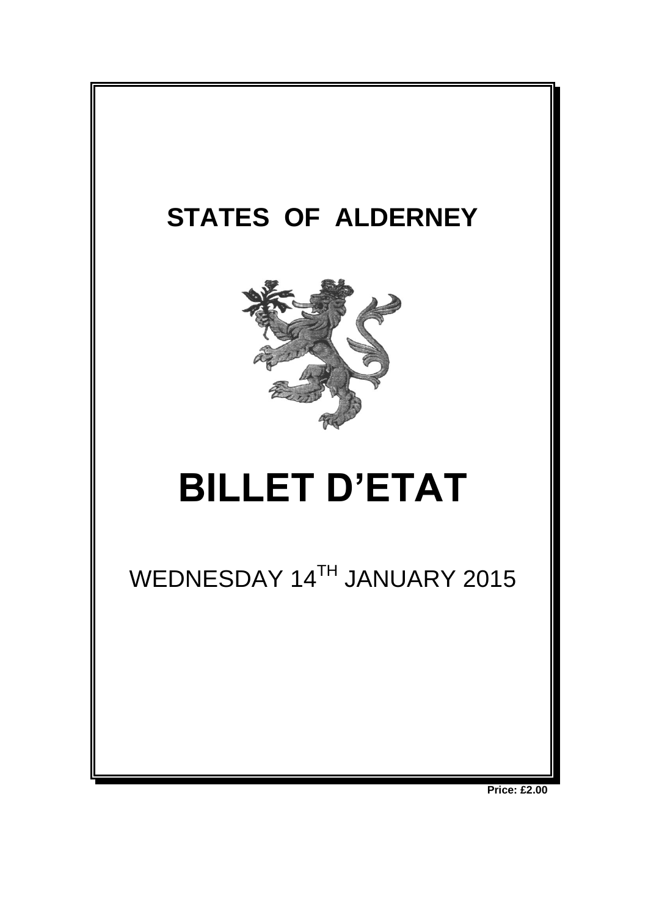# STATES OF ALDERNEY

# BILLET D'ETAT

WEDNESDAY 14TH JANUARY 2015

**Price: £2.00**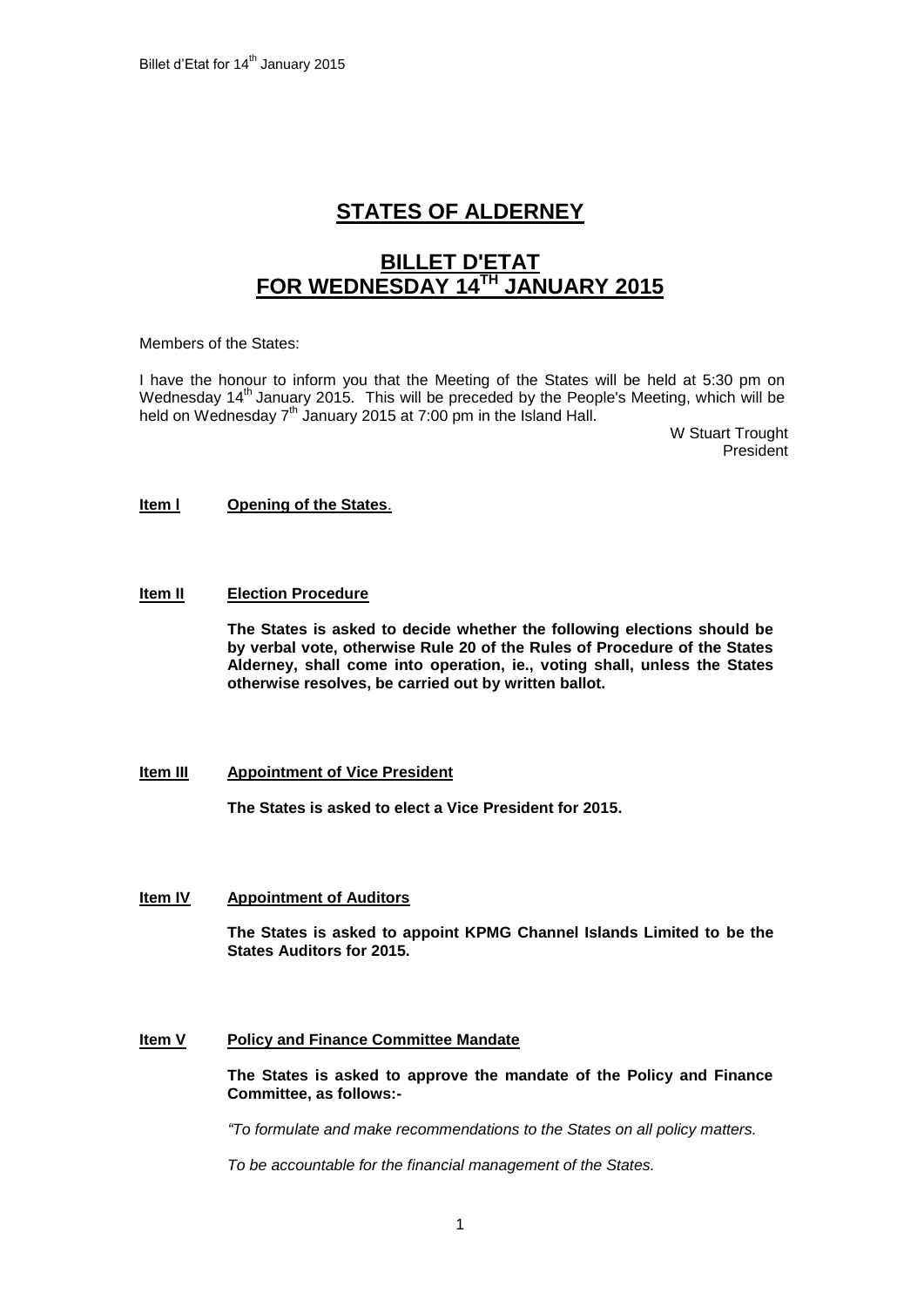# STATES OF ALDERNEY

## BILLET D'ETAT FOR WEDNESDAY 14TH JANUARY 2015

Members of the States:

I have the honour to inform you that the Meeting of the States will be held at 5:30 pm on Wednesday 14th January 2015. This will be preceded by the People's Meeting, which will be held on Wednesday 7th January 2015 at 7:00 pm in the Island Hall.

W Stuart Trought
President

**Item I** **Opening of the States**.

**Item II** **Election Procedure**

**The States is asked to decide whether the following elections should be by verbal vote, otherwise Rule 20 of the Rules of Procedure of the States Alderney, shall come into operation, ie., voting shall, unless the States otherwise resolves, be carried out by written ballot.**

**Item III** **Appointment of Vice President**

**The States is asked to elect a Vice President for 2015.**

**Item IV** **Appointment of Auditors**

**The States is asked to appoint KPMG Channel Islands Limited to be the States Auditors for 2015.**

**Item V** **Policy and Finance Committee Mandate**

**The States is asked to approve the mandate of the Policy and Finance Committee, as follows:-**

*"To formulate and make recommendations to the States on all policy matters.*

*To be accountable for the financial management of the States.*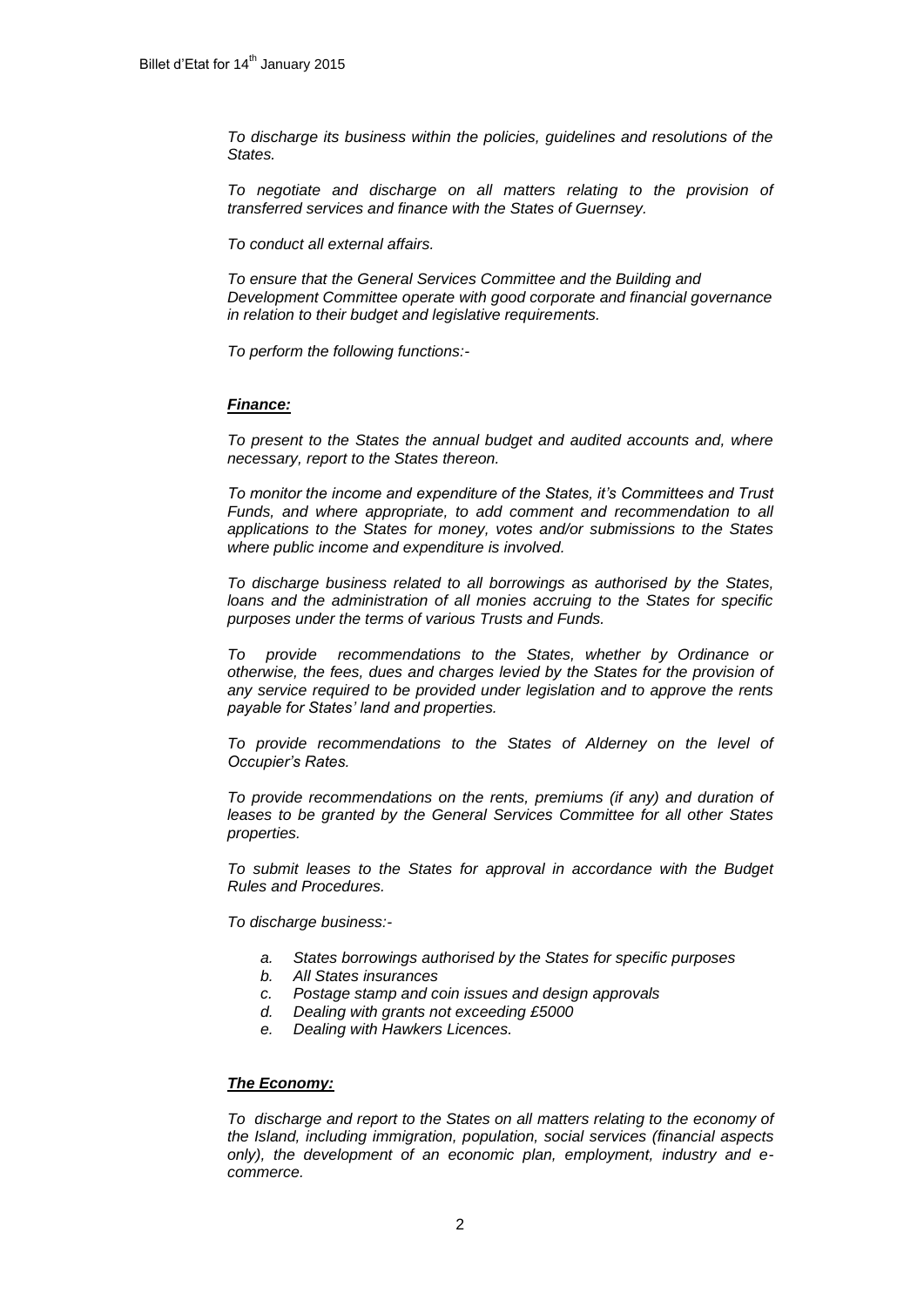*To discharge its business within the policies, guidelines and resolutions of the States.*

*To negotiate and discharge on all matters relating to the provision of transferred services and finance with the States of Guernsey.*

*To conduct all external affairs.*

*To ensure that the General Services Committee and the Building and Development Committee operate with good corporate and financial governance in relation to their budget and legislative requirements.*

*To perform the following functions:-*

***Finance:***

*To present to the States the annual budget and audited accounts and, where necessary, report to the States thereon.*

*To monitor the income and expenditure of the States, it's Committees and Trust Funds, and where appropriate, to add comment and recommendation to all applications to the States for money, votes and/or submissions to the States where public income and expenditure is involved.*

*To discharge business related to all borrowings as authorised by the States, loans and the administration of all monies accruing to the States for specific purposes under the terms of various Trusts and Funds.*

*To provide recommendations to the States, whether by Ordinance or otherwise, the fees, dues and charges levied by the States for the provision of any service required to be provided under legislation and to approve the rents payable for States' land and properties.*

*To provide recommendations to the States of Alderney on the level of Occupier's Rates.*

*To provide recommendations on the rents, premiums (if any) and duration of leases to be granted by the General Services Committee for all other States properties.*

*To submit leases to the States for approval in accordance with the Budget Rules and Procedures.*

*To discharge business:-*

- *a. States borrowings authorised by the States for specific purposes*
- *b. All States insurances*
- *c. Postage stamp and coin issues and design approvals*
- *d. Dealing with grants not exceeding £5000*
- *e. Dealing with Hawkers Licences.*

***The Economy:***

*To discharge and report to the States on all matters relating to the economy of the Island, including immigration, population, social services (financial aspects only), the development of an economic plan, employment, industry and e-commerce.*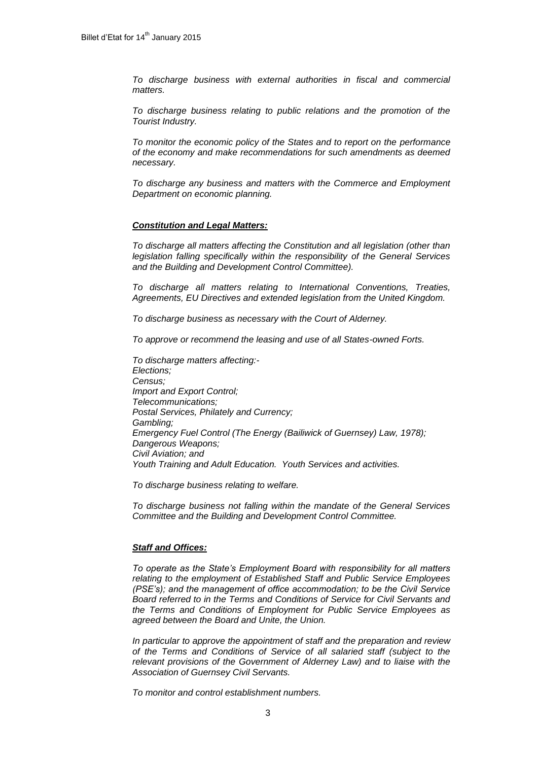*To discharge business with external authorities in fiscal and commercial matters.*

*To discharge business relating to public relations and the promotion of the Tourist Industry.*

*To monitor the economic policy of the States and to report on the performance of the economy and make recommendations for such amendments as deemed necessary.*

*To discharge any business and matters with the Commerce and Employment Department on economic planning.*

***Constitution and Legal Matters:***

*To discharge all matters affecting the Constitution and all legislation (other than legislation falling specifically within the responsibility of the General Services and the Building and Development Control Committee).*

*To discharge all matters relating to International Conventions, Treaties, Agreements, EU Directives and extended legislation from the United Kingdom.*

*To discharge business as necessary with the Court of Alderney.*

*To approve or recommend the leasing and use of all States-owned Forts.*

*To discharge matters affecting:-*
*Elections;*
*Census;*
*Import and Export Control;*
*Telecommunications;*
*Postal Services, Philately and Currency;*
*Gambling;*
*Emergency Fuel Control (The Energy (Bailiwick of Guernsey) Law, 1978);*
*Dangerous Weapons;*
*Civil Aviation; and*
*Youth Training and Adult Education. Youth Services and activities.*

*To discharge business relating to welfare.*

*To discharge business not falling within the mandate of the General Services Committee and the Building and Development Control Committee.*

***Staff and Offices:***

*To operate as the State's Employment Board with responsibility for all matters relating to the employment of Established Staff and Public Service Employees (PSE's); and the management of office accommodation; to be the Civil Service Board referred to in the Terms and Conditions of Service for Civil Servants and the Terms and Conditions of Employment for Public Service Employees as agreed between the Board and Unite, the Union.*

*In particular to approve the appointment of staff and the preparation and review of the Terms and Conditions of Service of all salaried staff (subject to the relevant provisions of the Government of Alderney Law) and to liaise with the Association of Guernsey Civil Servants.*

*To monitor and control establishment numbers.*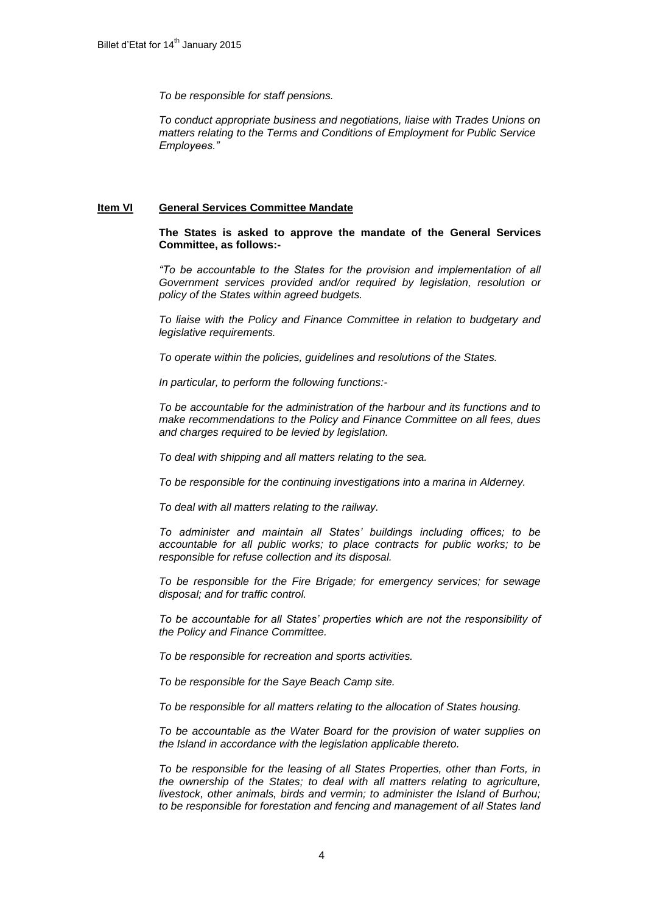*To be responsible for staff pensions.*

*To conduct appropriate business and negotiations, liaise with Trades Unions on matters relating to the Terms and Conditions of Employment for Public Service Employees."*

**Item VI** **General Services Committee Mandate**

**The States is asked to approve the mandate of the General Services Committee, as follows:-**

*"To be accountable to the States for the provision and implementation of all Government services provided and/or required by legislation, resolution or policy of the States within agreed budgets.*

*To liaise with the Policy and Finance Committee in relation to budgetary and legislative requirements.*

*To operate within the policies, guidelines and resolutions of the States.*

*In particular, to perform the following functions:-*

*To be accountable for the administration of the harbour and its functions and to make recommendations to the Policy and Finance Committee on all fees, dues and charges required to be levied by legislation.*

*To deal with shipping and all matters relating to the sea.*

*To be responsible for the continuing investigations into a marina in Alderney.*

*To deal with all matters relating to the railway.*

*To administer and maintain all States' buildings including offices; to be accountable for all public works; to place contracts for public works; to be responsible for refuse collection and its disposal.*

*To be responsible for the Fire Brigade; for emergency services; for sewage disposal; and for traffic control.*

*To be accountable for all States' properties which are not the responsibility of the Policy and Finance Committee.*

*To be responsible for recreation and sports activities.*

*To be responsible for the Saye Beach Camp site.*

*To be responsible for all matters relating to the allocation of States housing.*

*To be accountable as the Water Board for the provision of water supplies on the Island in accordance with the legislation applicable thereto.*

*To be responsible for the leasing of all States Properties, other than Forts, in the ownership of the States; to deal with all matters relating to agriculture, livestock, other animals, birds and vermin; to administer the Island of Burhou; to be responsible for forestation and fencing and management of all States land*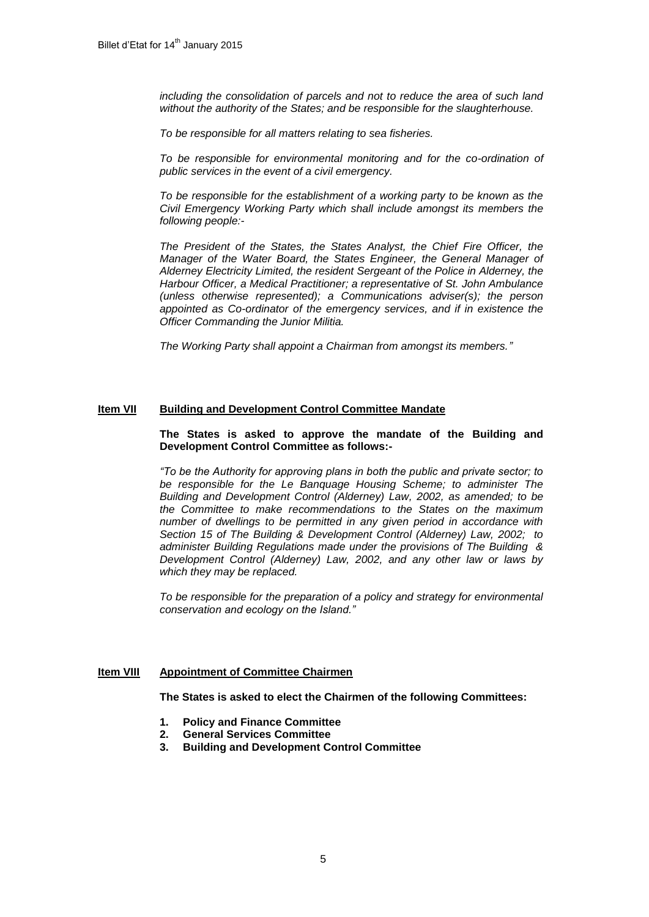*including the consolidation of parcels and not to reduce the area of such land without the authority of the States; and be responsible for the slaughterhouse.*

*To be responsible for all matters relating to sea fisheries.*

*To be responsible for environmental monitoring and for the co-ordination of public services in the event of a civil emergency.*

*To be responsible for the establishment of a working party to be known as the Civil Emergency Working Party which shall include amongst its members the following people:-*

*The President of the States, the States Analyst, the Chief Fire Officer, the Manager of the Water Board, the States Engineer, the General Manager of Alderney Electricity Limited, the resident Sergeant of the Police in Alderney, the Harbour Officer, a Medical Practitioner; a representative of St. John Ambulance (unless otherwise represented); a Communications adviser(s); the person appointed as Co-ordinator of the emergency services, and if in existence the Officer Commanding the Junior Militia.*

*The Working Party shall appoint a Chairman from amongst its members."*

## Item VII Building and Development Control Committee Mandate

**The States is asked to approve the mandate of the Building and Development Control Committee as follows:-**

*"To be the Authority for approving plans in both the public and private sector; to be responsible for the Le Banquage Housing Scheme; to administer The Building and Development Control (Alderney) Law, 2002, as amended; to be the Committee to make recommendations to the States on the maximum number of dwellings to be permitted in any given period in accordance with Section 15 of The Building & Development Control (Alderney) Law, 2002; to administer Building Regulations made under the provisions of The Building & Development Control (Alderney) Law, 2002, and any other law or laws by which they may be replaced.*

*To be responsible for the preparation of a policy and strategy for environmental conservation and ecology on the Island."*

## Item VIII Appointment of Committee Chairmen

**The States is asked to elect the Chairmen of the following Committees:**

1. **Policy and Finance Committee**
2. **General Services Committee**
3. **Building and Development Control Committee**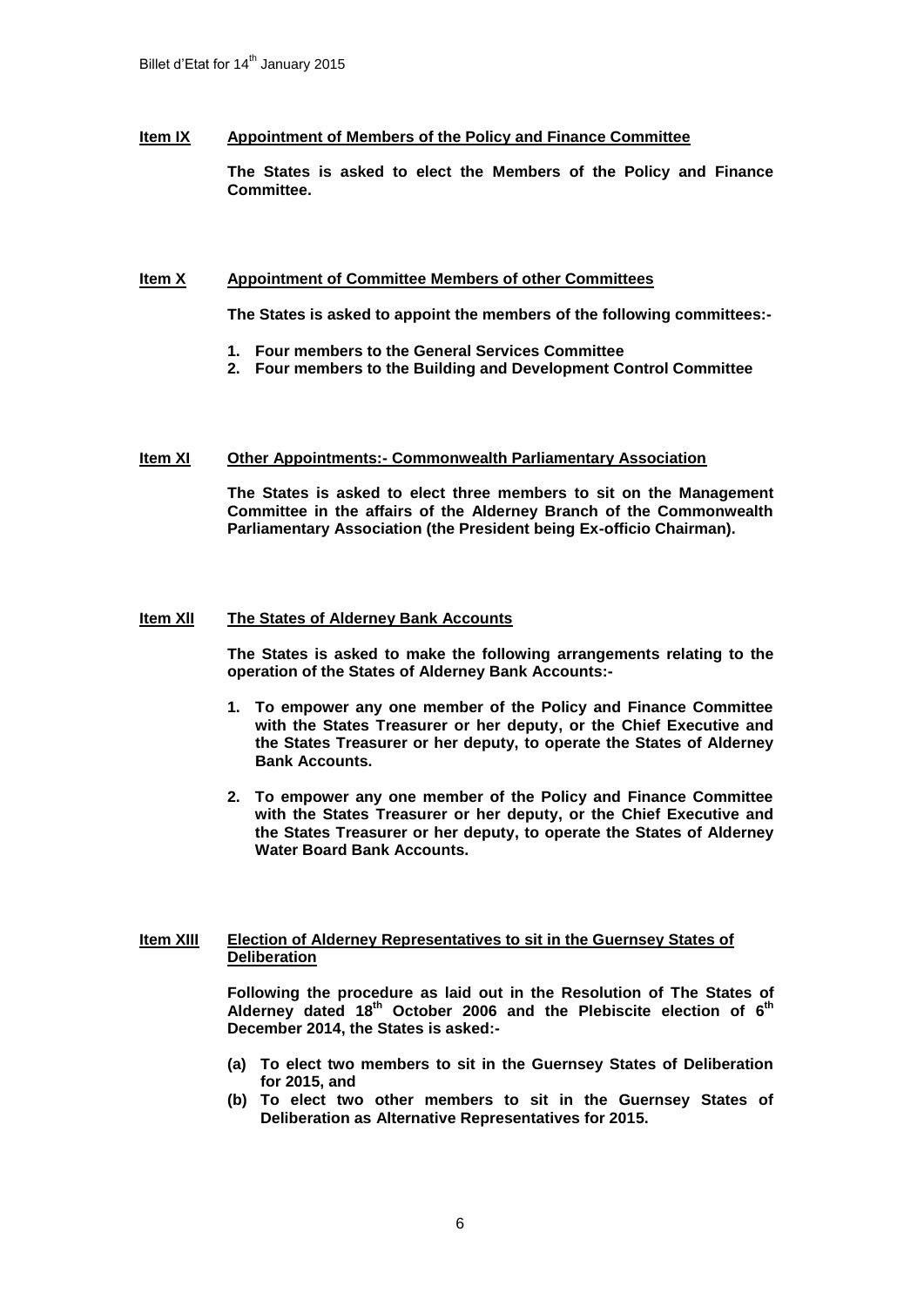**Item IX** **Appointment of Members of the Policy and Finance Committee**

**The States is asked to elect the Members of the Policy and Finance Committee.**

**Item X** **Appointment of Committee Members of other Committees**

**The States is asked to appoint the members of the following committees:-**

1. **Four members to the General Services Committee**
2. **Four members to the Building and Development Control Committee**

**Item XI** **Other Appointments:- Commonwealth Parliamentary Association**

**The States is asked to elect three members to sit on the Management Committee in the affairs of the Alderney Branch of the Commonwealth Parliamentary Association (the President being Ex-officio Chairman).**

**Item XII** **The States of Alderney Bank Accounts**

**The States is asked to make the following arrangements relating to the operation of the States of Alderney Bank Accounts:-**

1. **To empower any one member of the Policy and Finance Committee with the States Treasurer or her deputy, or the Chief Executive and the States Treasurer or her deputy, to operate the States of Alderney Bank Accounts.**

2. **To empower any one member of the Policy and Finance Committee with the States Treasurer or her deputy, or the Chief Executive and the States Treasurer or her deputy, to operate the States of Alderney Water Board Bank Accounts.**

**Item XIII** **Election of Alderney Representatives to sit in the Guernsey States of Deliberation**

**Following the procedure as laid out in the Resolution of The States of Alderney dated 18th October 2006 and the Plebiscite election of 6th December 2014, the States is asked:-**

- **(a) To elect two members to sit in the Guernsey States of Deliberation for 2015, and**
- **(b) To elect two other members to sit in the Guernsey States of Deliberation as Alternative Representatives for 2015.**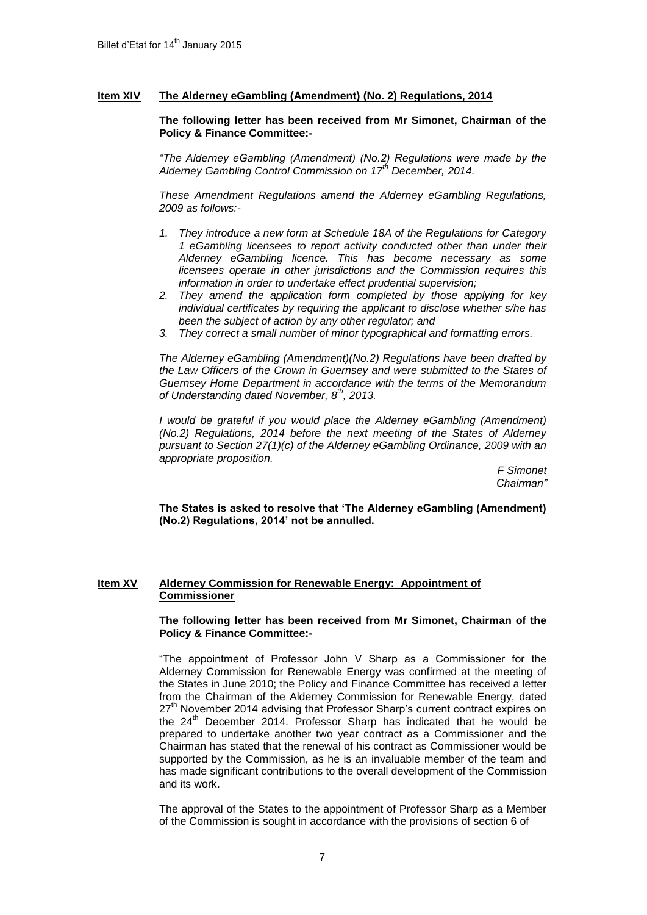## Item XIV The Alderney eGambling (Amendment) (No. 2) Regulations, 2014

**The following letter has been received from Mr Simonet, Chairman of the Policy & Finance Committee:-**

*"The Alderney eGambling (Amendment) (No.2) Regulations were made by the Alderney Gambling Control Commission on 17th December, 2014.*

*These Amendment Regulations amend the Alderney eGambling Regulations, 2009 as follows:-*

1. *They introduce a new form at Schedule 18A of the Regulations for Category 1 eGambling licensees to report activity conducted other than under their Alderney eGambling licence. This has become necessary as some licensees operate in other jurisdictions and the Commission requires this information in order to undertake effect prudential supervision;*
2. *They amend the application form completed by those applying for key individual certificates by requiring the applicant to disclose whether s/he has been the subject of action by any other regulator; and*
3. *They correct a small number of minor typographical and formatting errors.*

*The Alderney eGambling (Amendment)(No.2) Regulations have been drafted by the Law Officers of the Crown in Guernsey and were submitted to the States of Guernsey Home Department in accordance with the terms of the Memorandum of Understanding dated November, 8th, 2013.*

*I would be grateful if you would place the Alderney eGambling (Amendment) (No.2) Regulations, 2014 before the next meeting of the States of Alderney pursuant to Section 27(1)(c) of the Alderney eGambling Ordinance, 2009 with an appropriate proposition.*

*F Simonet*
*Chairman"*

**The States is asked to resolve that 'The Alderney eGambling (Amendment) (No.2) Regulations, 2014' not be annulled.**

## Item XV Alderney Commission for Renewable Energy: Appointment of Commissioner

**The following letter has been received from Mr Simonet, Chairman of the Policy & Finance Committee:-**

"The appointment of Professor John V Sharp as a Commissioner for the Alderney Commission for Renewable Energy was confirmed at the meeting of the States in June 2010; the Policy and Finance Committee has received a letter from the Chairman of the Alderney Commission for Renewable Energy, dated 27th November 2014 advising that Professor Sharp's current contract expires on the 24th December 2014. Professor Sharp has indicated that he would be prepared to undertake another two year contract as a Commissioner and the Chairman has stated that the renewal of his contract as Commissioner would be supported by the Commission, as he is an invaluable member of the team and has made significant contributions to the overall development of the Commission and its work.

The approval of the States to the appointment of Professor Sharp as a Member of the Commission is sought in accordance with the provisions of section 6 of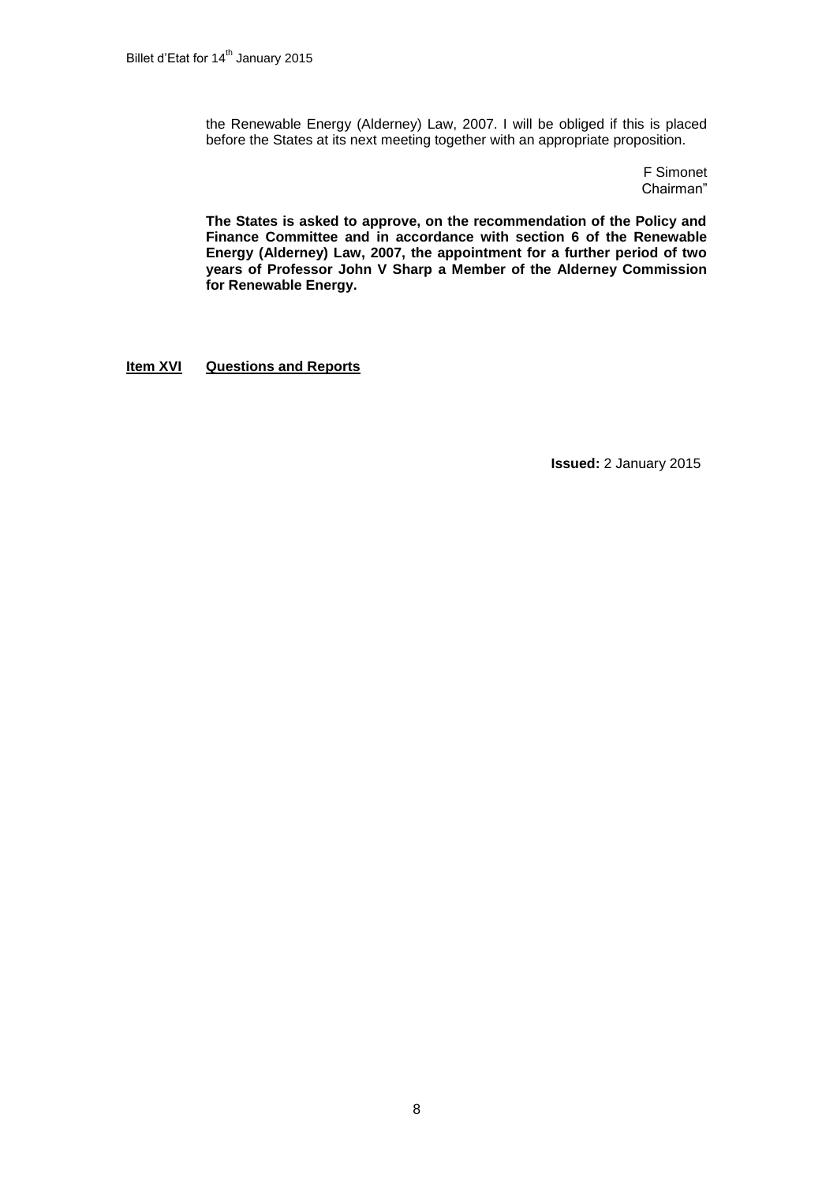the Renewable Energy (Alderney) Law, 2007. I will be obliged if this is placed before the States at its next meeting together with an appropriate proposition.

F Simonet
Chairman"

**The States is asked to approve, on the recommendation of the Policy and Finance Committee and in accordance with section 6 of the Renewable Energy (Alderney) Law, 2007, the appointment for a further period of two years of Professor John V Sharp a Member of the Alderney Commission for Renewable Energy.**

**Item XVI Questions and Reports**

**Issued:** 2 January 2015